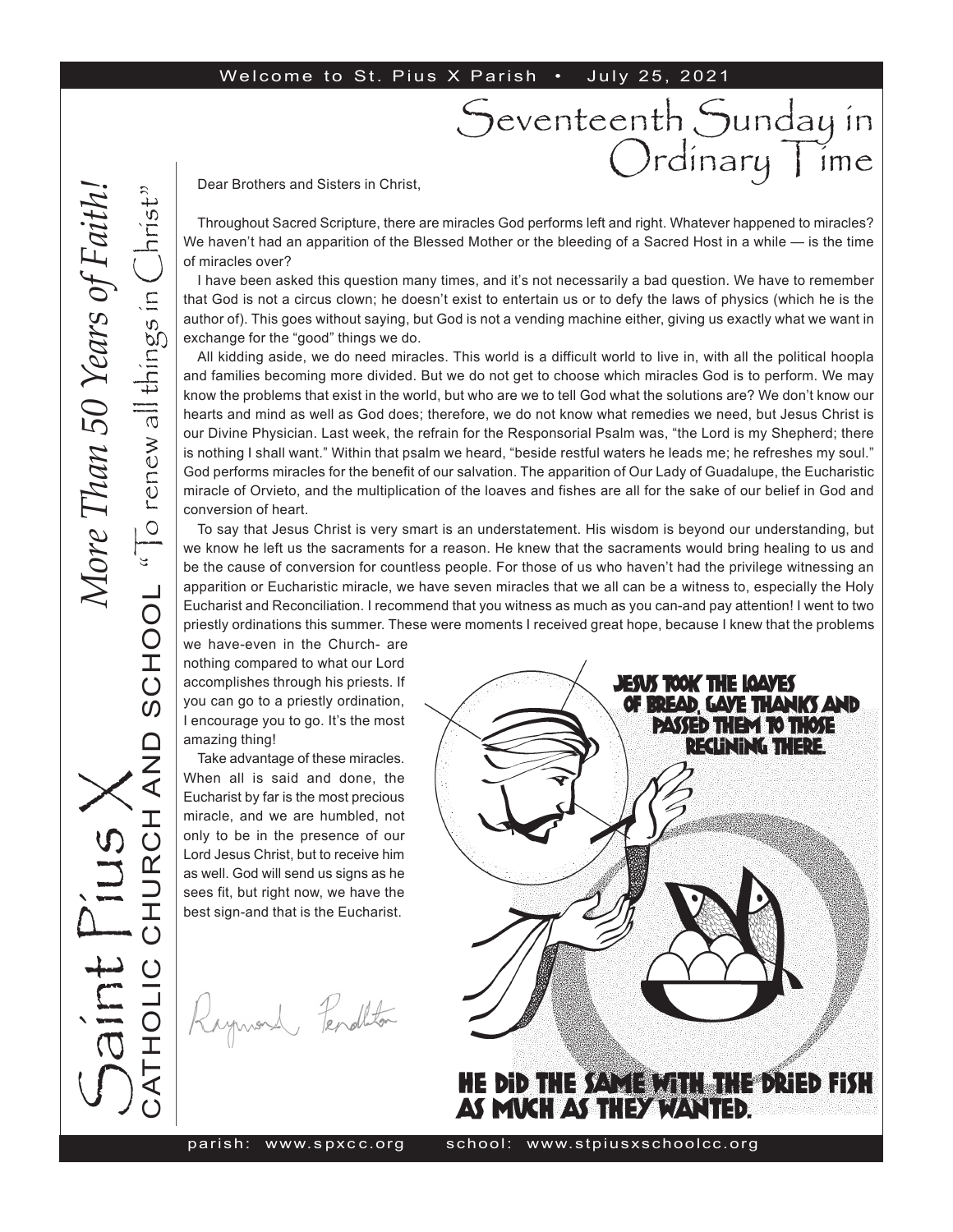Welcome to St. Pius X Parish • July 25, 2021

# Seventeenth Sunday in Ordinary Time

Saint Pius X
CATHOLIC CHURCH AND SCHOOL "To renew all things in Christ"
*More Than 50 Years of Faith!*

Dear Brothers and Sisters in Christ,

Throughout Sacred Scripture, there are miracles God performs left and right. Whatever happened to miracles? We haven't had an apparition of the Blessed Mother or the bleeding of a Sacred Host in a while — is the time of miracles over?

I have been asked this question many times, and it's not necessarily a bad question. We have to remember that God is not a circus clown; he doesn't exist to entertain us or to defy the laws of physics (which he is the author of). This goes without saying, but God is not a vending machine either, giving us exactly what we want in exchange for the "good" things we do.

All kidding aside, we do need miracles. This world is a difficult world to live in, with all the political hoopla and families becoming more divided. But we do not get to choose which miracles God is to perform. We may know the problems that exist in the world, but who are we to tell God what the solutions are? We don't know our hearts and mind as well as God does; therefore, we do not know what remedies we need, but Jesus Christ is our Divine Physician. Last week, the refrain for the Responsorial Psalm was, "the Lord is my Shepherd; there is nothing I shall want." Within that psalm we heard, "beside restful waters he leads me; he refreshes my soul." God performs miracles for the benefit of our salvation. The apparition of Our Lady of Guadalupe, the Eucharistic miracle of Orvieto, and the multiplication of the loaves and fishes are all for the sake of our belief in God and conversion of heart.

To say that Jesus Christ is very smart is an understatement. His wisdom is beyond our understanding, but we know he left us the sacraments for a reason. He knew that the sacraments would bring healing to us and be the cause of conversion for countless people. For those of us who haven't had the privilege witnessing an apparition or Eucharistic miracle, we have seven miracles that we all can be a witness to, especially the Holy Eucharist and Reconciliation. I recommend that you witness as much as you can-and pay attention! I went to two priestly ordinations this summer. These were moments I received great hope, because I knew that the problems we have-even in the Church- are nothing compared to what our Lord accomplishes through his priests. If you can go to a priestly ordination, I encourage you to go. It's the most amazing thing!

Take advantage of these miracles. When all is said and done, the Eucharist by far is the most precious miracle, and we are humbled, not only to be in the presence of our Lord Jesus Christ, but to receive him as well. God will send us signs as he sees fit, but right now, we have the best sign-and that is the Eucharist.

Raymond Pendleton

JESUS TOOK THE LOAVES OF BREAD, GAVE THANKS AND PASSED THEM TO THOSE RECLINING THERE.

HE DID THE SAME WITH THE DRIED FISH AS MUCH AS THEY WANTED.

parish: www.spxcc.org school: www.stpiusxschoolcc.org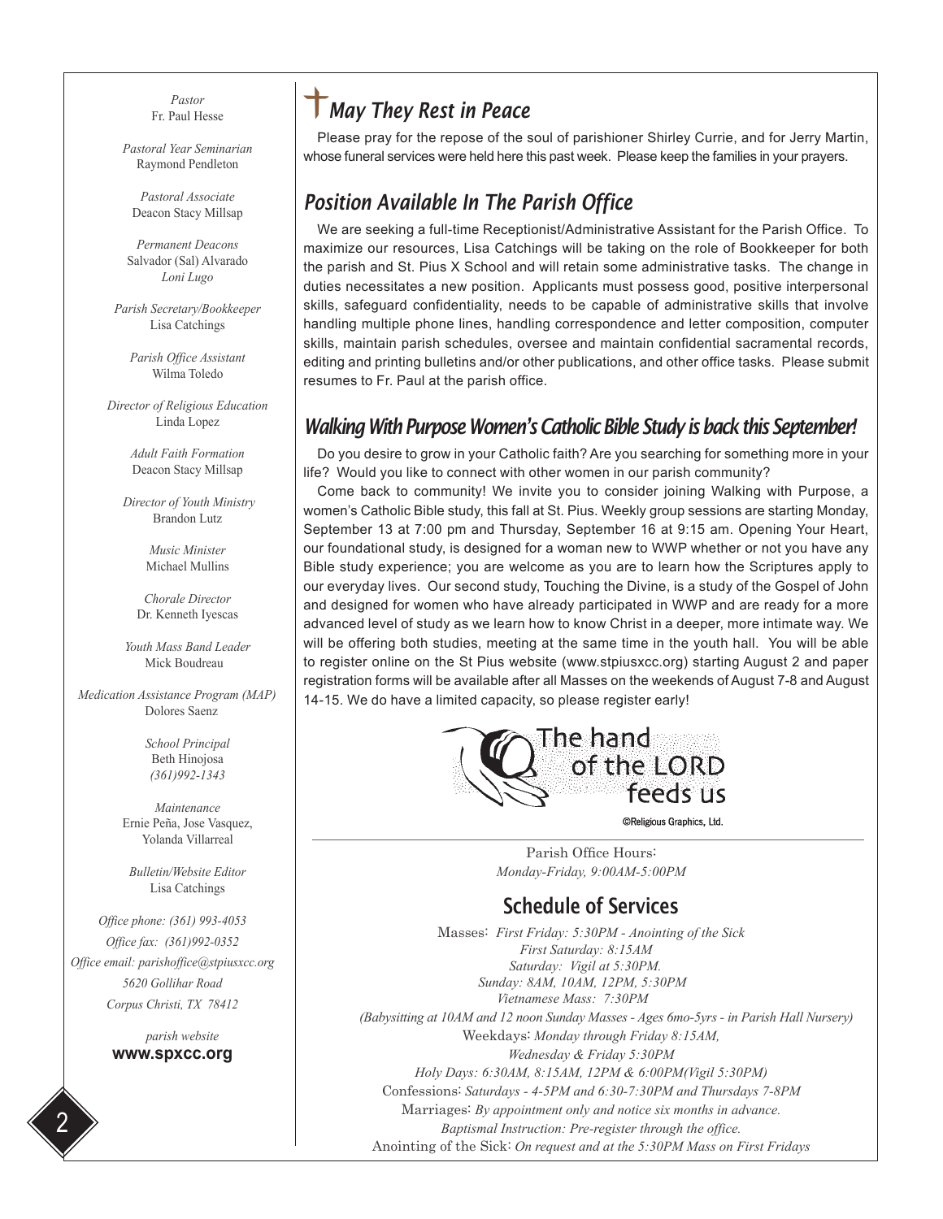*Pastor*
Fr. Paul Hesse

*Pastoral Year Seminarian*
Raymond Pendleton

*Pastoral Associate*
Deacon Stacy Millsap

*Permanent Deacons*
Salvador (Sal) Alvarado
*Loni Lugo*

*Parish Secretary/Bookkeeper*
Lisa Catchings

*Parish Office Assistant*
Wilma Toledo

*Director of Religious Education*
Linda Lopez

*Adult Faith Formation*
Deacon Stacy Millsap

*Director of Youth Ministry*
Brandon Lutz

*Music Minister*
Michael Mullins

*Chorale Director*
Dr. Kenneth Iyescas

*Youth Mass Band Leader*
Mick Boudreau

*Medication Assistance Program (MAP)*
Dolores Saenz

*School Principal*
Beth Hinojosa
*(361)992-1343*

*Maintenance*
Ernie Peña, Jose Vasquez,
Yolanda Villarreal

*Bulletin/Website Editor*
Lisa Catchings

*Office phone: (361) 993-4053*
*Office fax: (361)992-0352*
*Office email: parishoffice@stpiusxcc.org*
*5620 Gollihar Road*
*Corpus Christi, TX 78412*

*parish website*
**www.spxcc.org**

## May They Rest in Peace

Please pray for the repose of the soul of parishioner Shirley Currie, and for Jerry Martin, whose funeral services were held here this past week. Please keep the families in your prayers.

## Position Available In The Parish Office

We are seeking a full-time Receptionist/Administrative Assistant for the Parish Office. To maximize our resources, Lisa Catchings will be taking on the role of Bookkeeper for both the parish and St. Pius X School and will retain some administrative tasks. The change in duties necessitates a new position. Applicants must possess good, positive interpersonal skills, safeguard confidentiality, needs to be capable of administrative skills that involve handling multiple phone lines, handling correspondence and letter composition, computer skills, maintain parish schedules, oversee and maintain confidential sacramental records, editing and printing bulletins and/or other publications, and other office tasks. Please submit resumes to Fr. Paul at the parish office.

## Walking With Purpose Women's Catholic Bible Study is back this September!

Do you desire to grow in your Catholic faith? Are you searching for something more in your life? Would you like to connect with other women in our parish community?

Come back to community! We invite you to consider joining Walking with Purpose, a women's Catholic Bible study, this fall at St. Pius. Weekly group sessions are starting Monday, September 13 at 7:00 pm and Thursday, September 16 at 9:15 am. Opening Your Heart, our foundational study, is designed for a woman new to WWP whether or not you have any Bible study experience; you are welcome as you are to learn how the Scriptures apply to our everyday lives. Our second study, Touching the Divine, is a study of the Gospel of John and designed for women who have already participated in WWP and are ready for a more advanced level of study as we learn how to know Christ in a deeper, more intimate way. We will be offering both studies, meeting at the same time in the youth hall. You will be able to register online on the St Pius website (www.stpiusxcc.org) starting August 2 and paper registration forms will be available after all Masses on the weekends of August 7-8 and August 14-15. We do have a limited capacity, so please register early!

The hand of the LORD feeds us

©Religious Graphics, Ltd.

Parish Office Hours:
*Monday-Friday, 9:00AM-5:00PM*

## Schedule of Services

Masses: *First Friday: 5:30PM - Anointing of the Sick*
*First Saturday: 8:15AM*
*Saturday: Vigil at 5:30PM.*
*Sunday: 8AM, 10AM, 12PM, 5:30PM*
*Vietnamese Mass: 7:30PM*
*(Babysitting at 10AM and 12 noon Sunday Masses - Ages 6mo-5yrs - in Parish Hall Nursery)*
Weekdays: *Monday through Friday 8:15AM,*
*Wednesday & Friday 5:30PM*
*Holy Days: 6:30AM, 8:15AM, 12PM & 6:00PM(Vigil 5:30PM)*
Confessions: *Saturdays - 4-5PM and 6:30-7:30PM and Thursdays 7-8PM*
Marriages: *By appointment only and notice six months in advance.*
*Baptismal Instruction: Pre-register through the office.*
Anointing of the Sick: *On request and at the 5:30PM Mass on First Fridays*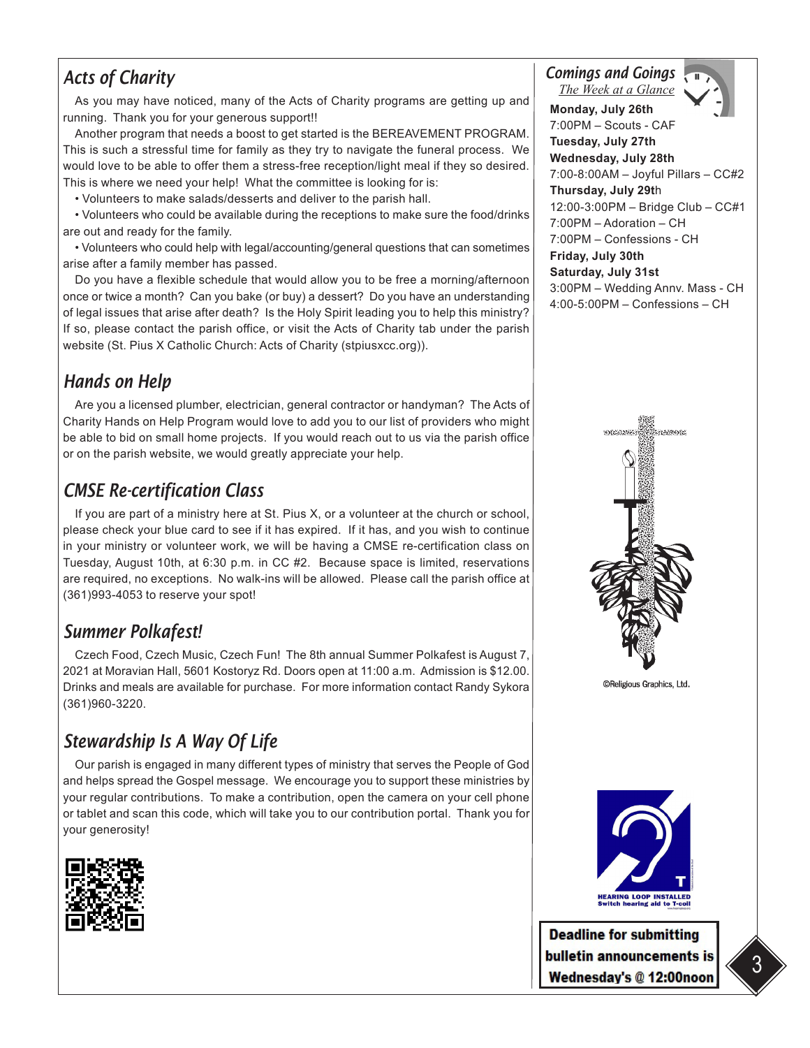## Acts of Charity

As you may have noticed, many of the Acts of Charity programs are getting up and running. Thank you for your generous support!!

Another program that needs a boost to get started is the BEREAVEMENT PROGRAM. This is such a stressful time for family as they try to navigate the funeral process. We would love to be able to offer them a stress-free reception/light meal if they so desired. This is where we need your help! What the committee is looking for is:

- Volunteers to make salads/desserts and deliver to the parish hall.
- Volunteers who could be available during the receptions to make sure the food/drinks are out and ready for the family.
- Volunteers who could help with legal/accounting/general questions that can sometimes arise after a family member has passed.

Do you have a flexible schedule that would allow you to be free a morning/afternoon once or twice a month? Can you bake (or buy) a dessert? Do you have an understanding of legal issues that arise after death? Is the Holy Spirit leading you to help this ministry? If so, please contact the parish office, or visit the Acts of Charity tab under the parish website (St. Pius X Catholic Church: Acts of Charity (stpiusxcc.org)).

## Hands on Help

Are you a licensed plumber, electrician, general contractor or handyman? The Acts of Charity Hands on Help Program would love to add you to our list of providers who might be able to bid on small home projects. If you would reach out to us via the parish office or on the parish website, we would greatly appreciate your help.

## CMSE Re-certification Class

If you are part of a ministry here at St. Pius X, or a volunteer at the church or school, please check your blue card to see if it has expired. If it has, and you wish to continue in your ministry or volunteer work, we will be having a CMSE re-certification class on Tuesday, August 10th, at 6:30 p.m. in CC #2. Because space is limited, reservations are required, no exceptions. No walk-ins will be allowed. Please call the parish office at (361)993-4053 to reserve your spot!

## Summer Polkafest!

Czech Food, Czech Music, Czech Fun! The 8th annual Summer Polkafest is August 7, 2021 at Moravian Hall, 5601 Kostoryz Rd. Doors open at 11:00 a.m. Admission is $12.00. Drinks and meals are available for purchase. For more information contact Randy Sykora (361)960-3220.

## Stewardship Is A Way Of Life

Our parish is engaged in many different types of ministry that serves the People of God and helps spread the Gospel message. We encourage you to support these ministries by your regular contributions. To make a contribution, open the camera on your cell phone or tablet and scan this code, which will take you to our contribution portal. Thank you for your generosity!

## Comings and Goings

*The Week at a Glance*

**Monday, July 26th**
7:00PM – Scouts - CAF

**Tuesday, July 27th**

**Wednesday, July 28th**
7:00-8:00AM – Joyful Pillars – CC#2

**Thursday, July 29th**
12:00-3:00PM – Bridge Club – CC#1
7:00PM – Adoration – CH
7:00PM – Confessions - CH

**Friday, July 30th**

**Saturday, July 31st**
3:00PM – Wedding Anny. Mass - CH
4:00-5:00PM – Confessions – CH

©Religious Graphics, Ltd.

HEARING LOOP INSTALLED
Switch hearing aid to T-coil

**Deadline for submitting bulletin announcements is Wednesday's @ 12:00noon**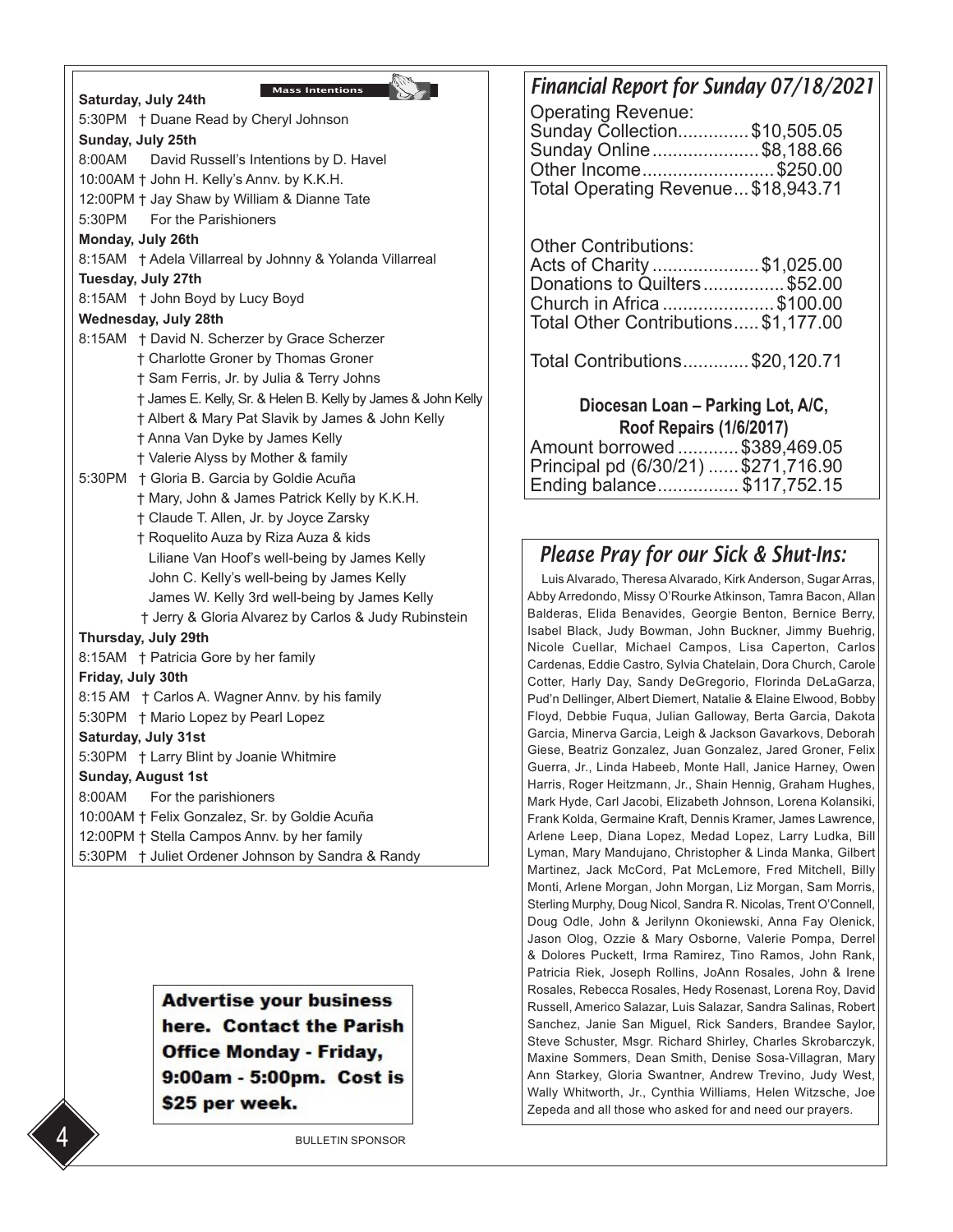## Mass Intentions

**Saturday, July 24th**

5:30PM † Duane Read by Cheryl Johnson

**Sunday, July 25th**

8:00AM David Russell's Intentions by D. Havel
10:00AM † John H. Kelly's Annv. by K.K.H.
12:00PM † Jay Shaw by William & Dianne Tate
5:30PM For the Parishioners

**Monday, July 26th**

8:15AM † Adela Villarreal by Johnny & Yolanda Villarreal

**Tuesday, July 27th**

8:15AM † John Boyd by Lucy Boyd

**Wednesday, July 28th**

8:15AM † David N. Scherzer by Grace Scherzer
† Charlotte Groner by Thomas Groner
† Sam Ferris, Jr. by Julia & Terry Johns
† James E. Kelly, Sr. & Helen B. Kelly by James & John Kelly
† Albert & Mary Pat Slavik by James & John Kelly
† Anna Van Dyke by James Kelly
† Valerie Alyss by Mother & family

5:30PM † Gloria B. Garcia by Goldie Acuña
† Mary, John & James Patrick Kelly by K.K.H.
† Claude T. Allen, Jr. by Joyce Zarsky
† Roquelito Auza by Riza Auza & kids
Liliane Van Hoof's well-being by James Kelly
John C. Kelly's well-being by James Kelly
James W. Kelly 3rd well-being by James Kelly
† Jerry & Gloria Alvarez by Carlos & Judy Rubinstein

**Thursday, July 29th**

8:15AM † Patricia Gore by her family

**Friday, July 30th**

8:15 AM † Carlos A. Wagner Annv. by his family
5:30PM † Mario Lopez by Pearl Lopez

**Saturday, July 31st**

5:30PM † Larry Blint by Joanie Whitmire

**Sunday, August 1st**

8:00AM For the parishioners
10:00AM † Felix Gonzalez, Sr. by Goldie Acuña
12:00PM † Stella Campos Annv. by her family
5:30PM † Juliet Ordener Johnson by Sandra & Randy

**Advertise your business here. Contact the Parish Office Monday - Friday, 9:00am - 5:00pm. Cost is $25 per week.**

BULLETIN SPONSOR

## *Financial Report for Sunday 07/18/2021*

Operating Revenue:
Sunday Collection.............. $10,505.05
Sunday Online..................... $8,188.66
Other Income.......................... $250.00
Total Operating Revenue... $18,943.71

Other Contributions:
Acts of Charity..................... $1,025.00
Donations to Quilters................ $52.00
Church in Africa...................... $100.00
Total Other Contributions..... $1,177.00

Total Contributions............. $20,120.71

**Diocesan Loan – Parking Lot, A/C, Roof Repairs (1/6/2017)**

Amount borrowed............ $389,469.05
Principal pd (6/30/21)...... $271,716.90
Ending balance................ $117,752.15

## *Please Pray for our Sick & Shut-Ins:*

Luis Alvarado, Theresa Alvarado, Kirk Anderson, Sugar Arras, Abby Arredondo, Missy O'Rourke Atkinson, Tamra Bacon, Allan Balderas, Elida Benavides, Georgie Benton, Bernice Berry, Isabel Black, Judy Bowman, John Buckner, Jimmy Buehrig, Nicole Cuellar, Michael Campos, Lisa Caperton, Carlos Cardenas, Eddie Castro, Sylvia Chatelain, Dora Church, Carole Cotter, Harly Day, Sandy DeGregorio, Florinda DeLaGarza, Pud'n Dellinger, Albert Diemert, Natalie & Elaine Elwood, Bobby Floyd, Debbie Fuqua, Julian Galloway, Berta Garcia, Dakota Garcia, Minerva Garcia, Leigh & Jackson Gavarkovs, Deborah Giese, Beatriz Gonzalez, Juan Gonzalez, Jared Groner, Felix Guerra, Jr., Linda Habeeb, Monte Hall, Janice Harney, Owen Harris, Roger Heitzmann, Jr., Shain Hennig, Graham Hughes, Mark Hyde, Carl Jacobi, Elizabeth Johnson, Lorena Kolansiki, Frank Kolda, Germaine Kraft, Dennis Kramer, James Lawrence, Arlene Leep, Diana Lopez, Medad Lopez, Larry Ludka, Bill Lyman, Mary Mandujano, Christopher & Linda Manka, Gilbert Martinez, Jack McCord, Pat McLemore, Fred Mitchell, Billy Monti, Arlene Morgan, John Morgan, Liz Morgan, Sam Morris, Sterling Murphy, Doug Nicol, Sandra R. Nicolas, Trent O'Connell, Doug Odle, John & Jerilynn Okoniewski, Anna Fay Olenick, Jason Olog, Ozzie & Mary Osborne, Valerie Pompa, Derrel & Dolores Puckett, Irma Ramirez, Tino Ramos, John Rank, Patricia Riek, Joseph Rollins, JoAnn Rosales, John & Irene Rosales, Rebecca Rosales, Hedy Rosenast, Lorena Roy, David Russell, Americo Salazar, Luis Salazar, Sandra Salinas, Robert Sanchez, Janie San Miguel, Rick Sanders, Brandee Saylor, Steve Schuster, Msgr. Richard Shirley, Charles Skrobarczyk, Maxine Sommers, Dean Smith, Denise Sosa-Villagran, Mary Ann Starkey, Gloria Swantner, Andrew Trevino, Judy West, Wally Whitworth, Jr., Cynthia Williams, Helen Witzsche, Joe Zepeda and all those who asked for and need our prayers.